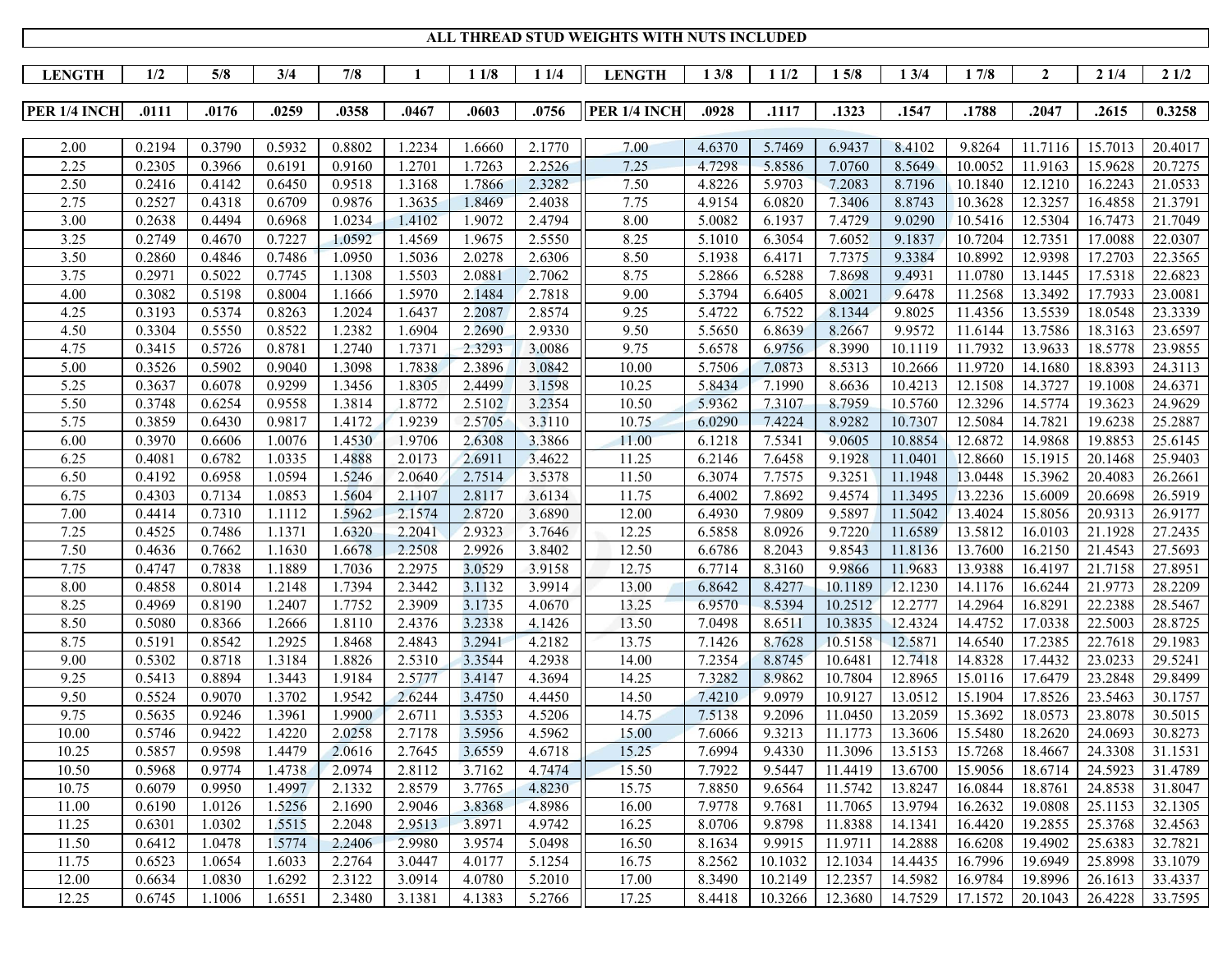# ALL THREAD STUD WEIGHTS WITH NUTS INCLUDED

| LENGTH | 1/2 | 5/8 | 3/4 | 7/8 | 1 | 1 1/8 | 1 1/4 | LENGTH | 1 3/8 | 1 1/2 | 1 5/8 | 1 3/4 | 1 7/8 | 2 | 2 1/4 | 2 1/2 |
|---|---|---|---|---|---|---|---|---|---|---|---|---|---|---|---|---|
| PER 1/4 INCH | .0111 | .0176 | .0259 | .0358 | .0467 | .0603 | .0756 | PER 1/4 INCH | .0928 | .1117 | .1323 | .1547 | .1788 | .2047 | .2615 | 0.3258 |
| 2.00 | 0.2194 | 0.3790 | 0.5932 | 0.8802 | 1.2234 | 1.6660 | 2.1770 | 7.00 | 4.6370 | 5.7469 | 6.9437 | 8.4102 | 9.8264 | 11.7116 | 15.7013 | 20.4017 |
| 2.25 | 0.2305 | 0.3966 | 0.6191 | 0.9160 | 1.2701 | 1.7263 | 2.2526 | 7.25 | 4.7298 | 5.8586 | 7.0760 | 8.5649 | 10.0052 | 11.9163 | 15.9628 | 20.7275 |
| 2.50 | 0.2416 | 0.4142 | 0.6450 | 0.9518 | 1.3168 | 1.7866 | 2.3282 | 7.50 | 4.8226 | 5.9703 | 7.2083 | 8.7196 | 10.1840 | 12.1210 | 16.2243 | 21.0533 |
| 2.75 | 0.2527 | 0.4318 | 0.6709 | 0.9876 | 1.3635 | 1.8469 | 2.4038 | 7.75 | 4.9154 | 6.0820 | 7.3406 | 8.8743 | 10.3628 | 12.3257 | 16.4858 | 21.3791 |
| 3.00 | 0.2638 | 0.4494 | 0.6968 | 1.0234 | 1.4102 | 1.9072 | 2.4794 | 8.00 | 5.0082 | 6.1937 | 7.4729 | 9.0290 | 10.5416 | 12.5304 | 16.7473 | 21.7049 |
| 3.25 | 0.2749 | 0.4670 | 0.7227 | 1.0592 | 1.4569 | 1.9675 | 2.5550 | 8.25 | 5.1010 | 6.3054 | 7.6052 | 9.1837 | 10.7204 | 12.7351 | 17.0088 | 22.0307 |
| 3.50 | 0.2860 | 0.4846 | 0.7486 | 1.0950 | 1.5036 | 2.0278 | 2.6306 | 8.50 | 5.1938 | 6.4171 | 7.7375 | 9.3384 | 10.8992 | 12.9398 | 17.2703 | 22.3565 |
| 3.75 | 0.2971 | 0.5022 | 0.7745 | 1.1308 | 1.5503 | 2.0881 | 2.7062 | 8.75 | 5.2866 | 6.5288 | 7.8698 | 9.4931 | 11.0780 | 13.1445 | 17.5318 | 22.6823 |
| 4.00 | 0.3082 | 0.5198 | 0.8004 | 1.1666 | 1.5970 | 2.1484 | 2.7818 | 9.00 | 5.3794 | 6.6405 | 8.0021 | 9.6478 | 11.2568 | 13.3492 | 17.7933 | 23.0081 |
| 4.25 | 0.3193 | 0.5374 | 0.8263 | 1.2024 | 1.6437 | 2.2087 | 2.8574 | 9.25 | 5.4722 | 6.7522 | 8.1344 | 9.8025 | 11.4356 | 13.5539 | 18.0548 | 23.3339 |
| 4.50 | 0.3304 | 0.5550 | 0.8522 | 1.2382 | 1.6904 | 2.2690 | 2.9330 | 9.50 | 5.5650 | 6.8639 | 8.2667 | 9.9572 | 11.6144 | 13.7586 | 18.3163 | 23.6597 |
| 4.75 | 0.3415 | 0.5726 | 0.8781 | 1.2740 | 1.7371 | 2.3293 | 3.0086 | 9.75 | 5.6578 | 6.9756 | 8.3990 | 10.1119 | 11.7932 | 13.9633 | 18.5778 | 23.9855 |
| 5.00 | 0.3526 | 0.5902 | 0.9040 | 1.3098 | 1.7838 | 2.3896 | 3.0842 | 10.00 | 5.7506 | 7.0873 | 8.5313 | 10.2666 | 11.9720 | 14.1680 | 18.8393 | 24.3113 |
| 5.25 | 0.3637 | 0.6078 | 0.9299 | 1.3456 | 1.8305 | 2.4499 | 3.1598 | 10.25 | 5.8434 | 7.1990 | 8.6636 | 10.4213 | 12.1508 | 14.3727 | 19.1008 | 24.6371 |
| 5.50 | 0.3748 | 0.6254 | 0.9558 | 1.3814 | 1.8772 | 2.5102 | 3.2354 | 10.50 | 5.9362 | 7.3107 | 8.7959 | 10.5760 | 12.3296 | 14.5774 | 19.3623 | 24.9629 |
| 5.75 | 0.3859 | 0.6430 | 0.9817 | 1.4172 | 1.9239 | 2.5705 | 3.3110 | 10.75 | 6.0290 | 7.4224 | 8.9282 | 10.7307 | 12.5084 | 14.7821 | 19.6238 | 25.2887 |
| 6.00 | 0.3970 | 0.6606 | 1.0076 | 1.4530 | 1.9706 | 2.6308 | 3.3866 | 11.00 | 6.1218 | 7.5341 | 9.0605 | 10.8854 | 12.6872 | 14.9868 | 19.8853 | 25.6145 |
| 6.25 | 0.4081 | 0.6782 | 1.0335 | 1.4888 | 2.0173 | 2.6911 | 3.4622 | 11.25 | 6.2146 | 7.6458 | 9.1928 | 11.0401 | 12.8660 | 15.1915 | 20.1468 | 25.9403 |
| 6.50 | 0.4192 | 0.6958 | 1.0594 | 1.5246 | 2.0640 | 2.7514 | 3.5378 | 11.50 | 6.3074 | 7.7575 | 9.3251 | 11.1948 | 13.0448 | 15.3962 | 20.4083 | 26.2661 |
| 6.75 | 0.4303 | 0.7134 | 1.0853 | 1.5604 | 2.1107 | 2.8117 | 3.6134 | 11.75 | 6.4002 | 7.8692 | 9.4574 | 11.3495 | 13.2236 | 15.6009 | 20.6698 | 26.5919 |
| 7.00 | 0.4414 | 0.7310 | 1.1112 | 1.5962 | 2.1574 | 2.8720 | 3.6890 | 12.00 | 6.4930 | 7.9809 | 9.5897 | 11.5042 | 13.4024 | 15.8056 | 20.9313 | 26.9177 |
| 7.25 | 0.4525 | 0.7486 | 1.1371 | 1.6320 | 2.2041 | 2.9323 | 3.7646 | 12.25 | 6.5858 | 8.0926 | 9.7220 | 11.6589 | 13.5812 | 16.0103 | 21.1928 | 27.2435 |
| 7.50 | 0.4636 | 0.7662 | 1.1630 | 1.6678 | 2.2508 | 2.9926 | 3.8402 | 12.50 | 6.6786 | 8.2043 | 9.8543 | 11.8136 | 13.7600 | 16.2150 | 21.4543 | 27.5693 |
| 7.75 | 0.4747 | 0.7838 | 1.1889 | 1.7036 | 2.2975 | 3.0529 | 3.9158 | 12.75 | 6.7714 | 8.3160 | 9.9866 | 11.9683 | 13.9388 | 16.4197 | 21.7158 | 27.8951 |
| 8.00 | 0.4858 | 0.8014 | 1.2148 | 1.7394 | 2.3442 | 3.1132 | 3.9914 | 13.00 | 6.8642 | 8.4277 | 10.1189 | 12.1230 | 14.1176 | 16.6244 | 21.9773 | 28.2209 |
| 8.25 | 0.4969 | 0.8190 | 1.2407 | 1.7752 | 2.3909 | 3.1735 | 4.0670 | 13.25 | 6.9570 | 8.5394 | 10.2512 | 12.2777 | 14.2964 | 16.8291 | 22.2388 | 28.5467 |
| 8.50 | 0.5080 | 0.8366 | 1.2666 | 1.8110 | 2.4376 | 3.2338 | 4.1426 | 13.50 | 7.0498 | 8.6511 | 10.3835 | 12.4324 | 14.4752 | 17.0338 | 22.5003 | 28.8725 |
| 8.75 | 0.5191 | 0.8542 | 1.2925 | 1.8468 | 2.4843 | 3.2941 | 4.2182 | 13.75 | 7.1426 | 8.7628 | 10.5158 | 12.5871 | 14.6540 | 17.2385 | 22.7618 | 29.1983 |
| 9.00 | 0.5302 | 0.8718 | 1.3184 | 1.8826 | 2.5310 | 3.3544 | 4.2938 | 14.00 | 7.2354 | 8.8745 | 10.6481 | 12.7418 | 14.8328 | 17.4432 | 23.0233 | 29.5241 |
| 9.25 | 0.5413 | 0.8894 | 1.3443 | 1.9184 | 2.5777 | 3.4147 | 4.3694 | 14.25 | 7.3282 | 8.9862 | 10.7804 | 12.8965 | 15.0116 | 17.6479 | 23.2848 | 29.8499 |
| 9.50 | 0.5524 | 0.9070 | 1.3702 | 1.9542 | 2.6244 | 3.4750 | 4.4450 | 14.50 | 7.4210 | 9.0979 | 10.9127 | 13.0512 | 15.1904 | 17.8526 | 23.5463 | 30.1757 |
| 9.75 | 0.5635 | 0.9246 | 1.3961 | 1.9900 | 2.6711 | 3.5353 | 4.5206 | 14.75 | 7.5138 | 9.2096 | 11.0450 | 13.2059 | 15.3692 | 18.0573 | 23.8078 | 30.5015 |
| 10.00 | 0.5746 | 0.9422 | 1.4220 | 2.0258 | 2.7178 | 3.5956 | 4.5962 | 15.00 | 7.6066 | 9.3213 | 11.1773 | 13.3606 | 15.5480 | 18.2620 | 24.0693 | 30.8273 |
| 10.25 | 0.5857 | 0.9598 | 1.4479 | 2.0616 | 2.7645 | 3.6559 | 4.6718 | 15.25 | 7.6994 | 9.4330 | 11.3096 | 13.5153 | 15.7268 | 18.4667 | 24.3308 | 31.1531 |
| 10.50 | 0.5968 | 0.9774 | 1.4738 | 2.0974 | 2.8112 | 3.7162 | 4.7474 | 15.50 | 7.7922 | 9.5447 | 11.4419 | 13.6700 | 15.9056 | 18.6714 | 24.5923 | 31.4789 |
| 10.75 | 0.6079 | 0.9950 | 1.4997 | 2.1332 | 2.8579 | 3.7765 | 4.8230 | 15.75 | 7.8850 | 9.6564 | 11.5742 | 13.8247 | 16.0844 | 18.8761 | 24.8538 | 31.8047 |
| 11.00 | 0.6190 | 1.0126 | 1.5256 | 2.1690 | 2.9046 | 3.8368 | 4.8986 | 16.00 | 7.9778 | 9.7681 | 11.7065 | 13.9794 | 16.2632 | 19.0808 | 25.1153 | 32.1305 |
| 11.25 | 0.6301 | 1.0302 | 1.5515 | 2.2048 | 2.9513 | 3.8971 | 4.9742 | 16.25 | 8.0706 | 9.8798 | 11.8388 | 14.1341 | 16.4420 | 19.2855 | 25.3768 | 32.4563 |
| 11.50 | 0.6412 | 1.0478 | 1.5774 | 2.2406 | 2.9980 | 3.9574 | 5.0498 | 16.50 | 8.1634 | 9.9915 | 11.9711 | 14.2888 | 16.6208 | 19.4902 | 25.6383 | 32.7821 |
| 11.75 | 0.6523 | 1.0654 | 1.6033 | 2.2764 | 3.0447 | 4.0177 | 5.1254 | 16.75 | 8.2562 | 10.1032 | 12.1034 | 14.4435 | 16.7996 | 19.6949 | 25.8998 | 33.1079 |
| 12.00 | 0.6634 | 1.0830 | 1.6292 | 2.3122 | 3.0914 | 4.0780 | 5.2010 | 17.00 | 8.3490 | 10.2149 | 12.2357 | 14.5982 | 16.9784 | 19.8996 | 26.1613 | 33.4337 |
| 12.25 | 0.6745 | 1.1006 | 1.6551 | 2.3480 | 3.1381 | 4.1383 | 5.2766 | 17.25 | 8.4418 | 10.3266 | 12.3680 | 14.7529 | 17.1572 | 20.1043 | 26.4228 | 33.7595 |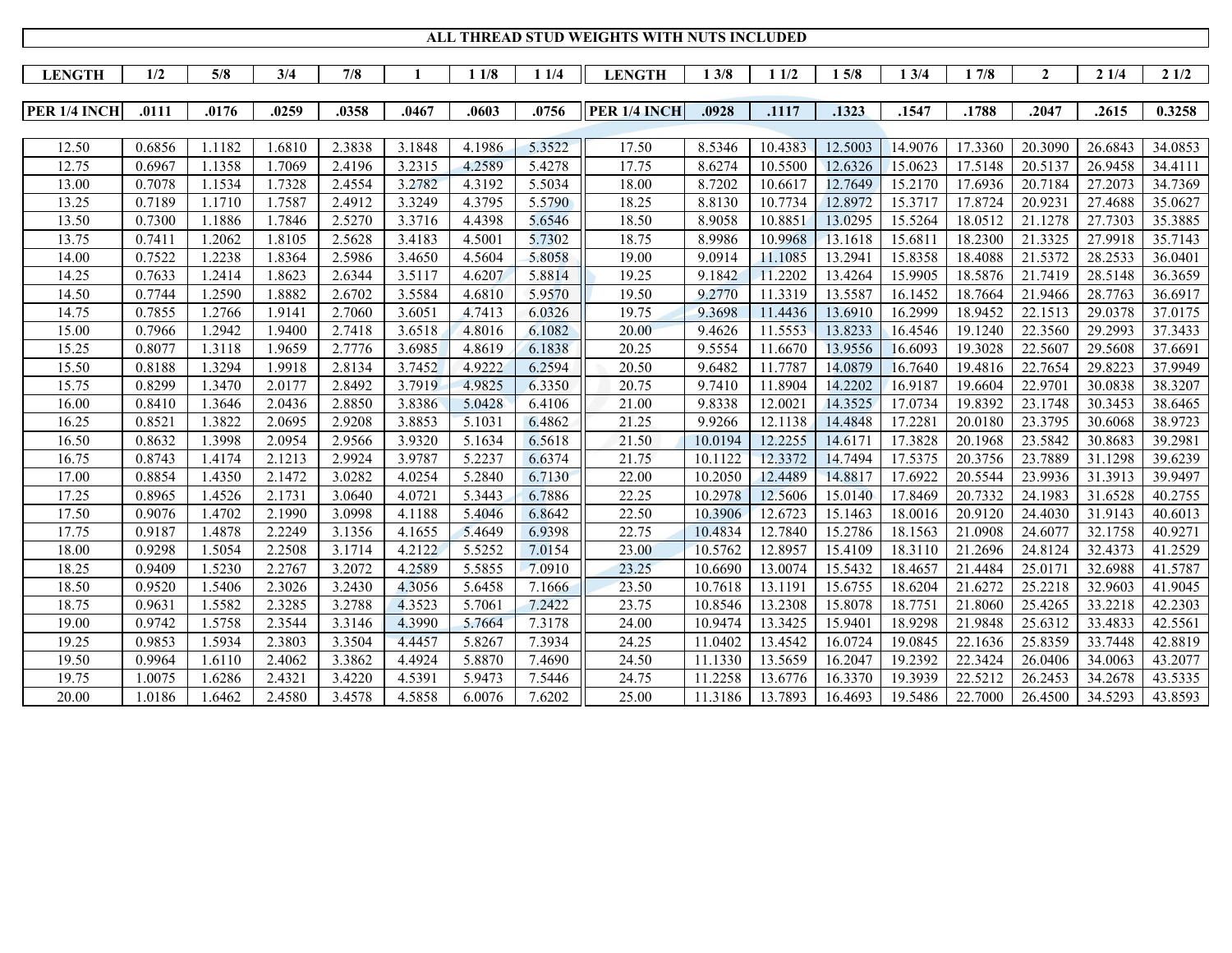## ALL THREAD STUD WEIGHTS WITH NUTS INCLUDED

| LENGTH | 1/2 | 5/8 | 3/4 | 7/8 | 1 | 1 1/8 | 1 1/4 | LENGTH | 1 3/8 | 1 1/2 | 1 5/8 | 1 3/4 | 1 7/8 | 2 | 2 1/4 | 2 1/2 |
|---|---|---|---|---|---|---|---|---|---|---|---|---|---|---|---|---|
| PER 1/4 INCH | .0111 | .0176 | .0259 | .0358 | .0467 | .0603 | .0756 | PER 1/4 INCH | .0928 | .1117 | .1323 | .1547 | .1788 | .2047 | .2615 | 0.3258 |
| 12.50 | 0.6856 | 1.1182 | 1.6810 | 2.3838 | 3.1848 | 4.1986 | 5.3522 | 17.50 | 8.5346 | 10.4383 | 12.5003 | 14.9076 | 17.3360 | 20.3090 | 26.6843 | 34.0853 |
| 12.75 | 0.6967 | 1.1358 | 1.7069 | 2.4196 | 3.2315 | 4.2589 | 5.4278 | 17.75 | 8.6274 | 10.5500 | 12.6326 | 15.0623 | 17.5148 | 20.5137 | 26.9458 | 34.4111 |
| 13.00 | 0.7078 | 1.1534 | 1.7328 | 2.4554 | 3.2782 | 4.3192 | 5.5034 | 18.00 | 8.7202 | 10.6617 | 12.7649 | 15.2170 | 17.6936 | 20.7184 | 27.2073 | 34.7369 |
| 13.25 | 0.7189 | 1.1710 | 1.7587 | 2.4912 | 3.3249 | 4.3795 | 5.5790 | 18.25 | 8.8130 | 10.7734 | 12.8972 | 15.3717 | 17.8724 | 20.9231 | 27.4688 | 35.0627 |
| 13.50 | 0.7300 | 1.1886 | 1.7846 | 2.5270 | 3.3716 | 4.4398 | 5.6546 | 18.50 | 8.9058 | 10.8851 | 13.0295 | 15.5264 | 18.0512 | 21.1278 | 27.7303 | 35.3885 |
| 13.75 | 0.7411 | 1.2062 | 1.8105 | 2.5628 | 3.4183 | 4.5001 | 5.7302 | 18.75 | 8.9986 | 10.9968 | 13.1618 | 15.6811 | 18.2300 | 21.3325 | 27.9918 | 35.7143 |
| 14.00 | 0.7522 | 1.2238 | 1.8364 | 2.5986 | 3.4650 | 4.5604 | 5.8058 | 19.00 | 9.0914 | 11.1085 | 13.2941 | 15.8358 | 18.4088 | 21.5372 | 28.2533 | 36.0401 |
| 14.25 | 0.7633 | 1.2414 | 1.8623 | 2.6344 | 3.5117 | 4.6207 | 5.8814 | 19.25 | 9.1842 | 11.2202 | 13.4264 | 15.9905 | 18.5876 | 21.7419 | 28.5148 | 36.3659 |
| 14.50 | 0.7744 | 1.2590 | 1.8882 | 2.6702 | 3.5584 | 4.6810 | 5.9570 | 19.50 | 9.2770 | 11.3319 | 13.5587 | 16.1452 | 18.7664 | 21.9466 | 28.7763 | 36.6917 |
| 14.75 | 0.7855 | 1.2766 | 1.9141 | 2.7060 | 3.6051 | 4.7413 | 6.0326 | 19.75 | 9.3698 | 11.4436 | 13.6910 | 16.2999 | 18.9452 | 22.1513 | 29.0378 | 37.0175 |
| 15.00 | 0.7966 | 1.2942 | 1.9400 | 2.7418 | 3.6518 | 4.8016 | 6.1082 | 20.00 | 9.4626 | 11.5553 | 13.8233 | 16.4546 | 19.1240 | 22.3560 | 29.2993 | 37.3433 |
| 15.25 | 0.8077 | 1.3118 | 1.9659 | 2.7776 | 3.6985 | 4.8619 | 6.1838 | 20.25 | 9.5554 | 11.6670 | 13.9556 | 16.6093 | 19.3028 | 22.5607 | 29.5608 | 37.6691 |
| 15.50 | 0.8188 | 1.3294 | 1.9918 | 2.8134 | 3.7452 | 4.9222 | 6.2594 | 20.50 | 9.6482 | 11.7787 | 14.0879 | 16.7640 | 19.4816 | 22.7654 | 29.8223 | 37.9949 |
| 15.75 | 0.8299 | 1.3470 | 2.0177 | 2.8492 | 3.7919 | 4.9825 | 6.3350 | 20.75 | 9.7410 | 11.8904 | 14.2202 | 16.9187 | 19.6604 | 22.9701 | 30.0838 | 38.3207 |
| 16.00 | 0.8410 | 1.3646 | 2.0436 | 2.8850 | 3.8386 | 5.0428 | 6.4106 | 21.00 | 9.8338 | 12.0021 | 14.3525 | 17.0734 | 19.8392 | 23.1748 | 30.3453 | 38.6465 |
| 16.25 | 0.8521 | 1.3822 | 2.0695 | 2.9208 | 3.8853 | 5.1031 | 6.4862 | 21.25 | 9.9266 | 12.1138 | 14.4848 | 17.2281 | 20.0180 | 23.3795 | 30.6068 | 38.9723 |
| 16.50 | 0.8632 | 1.3998 | 2.0954 | 2.9566 | 3.9320 | 5.1634 | 6.5618 | 21.50 | 10.0194 | 12.2255 | 14.6171 | 17.3828 | 20.1968 | 23.5842 | 30.8683 | 39.2981 |
| 16.75 | 0.8743 | 1.4174 | 2.1213 | 2.9924 | 3.9787 | 5.2237 | 6.6374 | 21.75 | 10.1122 | 12.3372 | 14.7494 | 17.5375 | 20.3756 | 23.7889 | 31.1298 | 39.6239 |
| 17.00 | 0.8854 | 1.4350 | 2.1472 | 3.0282 | 4.0254 | 5.2840 | 6.7130 | 22.00 | 10.2050 | 12.4489 | 14.8817 | 17.6922 | 20.5544 | 23.9936 | 31.3913 | 39.9497 |
| 17.25 | 0.8965 | 1.4526 | 2.1731 | 3.0640 | 4.0721 | 5.3443 | 6.7886 | 22.25 | 10.2978 | 12.5606 | 15.0140 | 17.8469 | 20.7332 | 24.1983 | 31.6528 | 40.2755 |
| 17.50 | 0.9076 | 1.4702 | 2.1990 | 3.0998 | 4.1188 | 5.4046 | 6.8642 | 22.50 | 10.3906 | 12.6723 | 15.1463 | 18.0016 | 20.9120 | 24.4030 | 31.9143 | 40.6013 |
| 17.75 | 0.9187 | 1.4878 | 2.2249 | 3.1356 | 4.1655 | 5.4649 | 6.9398 | 22.75 | 10.4834 | 12.7840 | 15.2786 | 18.1563 | 21.0908 | 24.6077 | 32.1758 | 40.9271 |
| 18.00 | 0.9298 | 1.5054 | 2.2508 | 3.1714 | 4.2122 | 5.5252 | 7.0154 | 23.00 | 10.5762 | 12.8957 | 15.4109 | 18.3110 | 21.2696 | 24.8124 | 32.4373 | 41.2529 |
| 18.25 | 0.9409 | 1.5230 | 2.2767 | 3.2072 | 4.2589 | 5.5855 | 7.0910 | 23.25 | 10.6690 | 13.0074 | 15.5432 | 18.4657 | 21.4484 | 25.0171 | 32.6988 | 41.5787 |
| 18.50 | 0.9520 | 1.5406 | 2.3026 | 3.2430 | 4.3056 | 5.6458 | 7.1666 | 23.50 | 10.7618 | 13.1191 | 15.6755 | 18.6204 | 21.6272 | 25.2218 | 32.9603 | 41.9045 |
| 18.75 | 0.9631 | 1.5582 | 2.3285 | 3.2788 | 4.3523 | 5.7061 | 7.2422 | 23.75 | 10.8546 | 13.2308 | 15.8078 | 18.7751 | 21.8060 | 25.4265 | 33.2218 | 42.2303 |
| 19.00 | 0.9742 | 1.5758 | 2.3544 | 3.3146 | 4.3990 | 5.7664 | 7.3178 | 24.00 | 10.9474 | 13.3425 | 15.9401 | 18.9298 | 21.9848 | 25.6312 | 33.4833 | 42.5561 |
| 19.25 | 0.9853 | 1.5934 | 2.3803 | 3.3504 | 4.4457 | 5.8267 | 7.3934 | 24.25 | 11.0402 | 13.4542 | 16.0724 | 19.0845 | 22.1636 | 25.8359 | 33.7448 | 42.8819 |
| 19.50 | 0.9964 | 1.6110 | 2.4062 | 3.3862 | 4.4924 | 5.8870 | 7.4690 | 24.50 | 11.1330 | 13.5659 | 16.2047 | 19.2392 | 22.3424 | 26.0406 | 34.0063 | 43.2077 |
| 19.75 | 1.0075 | 1.6286 | 2.4321 | 3.4220 | 4.5391 | 5.9473 | 7.5446 | 24.75 | 11.2258 | 13.6776 | 16.3370 | 19.3939 | 22.5212 | 26.2453 | 34.2678 | 43.5335 |
| 20.00 | 1.0186 | 1.6462 | 2.4580 | 3.4578 | 4.5858 | 6.0076 | 7.6202 | 25.00 | 11.3186 | 13.7893 | 16.4693 | 19.5486 | 22.7000 | 26.4500 | 34.5293 | 43.8593 |